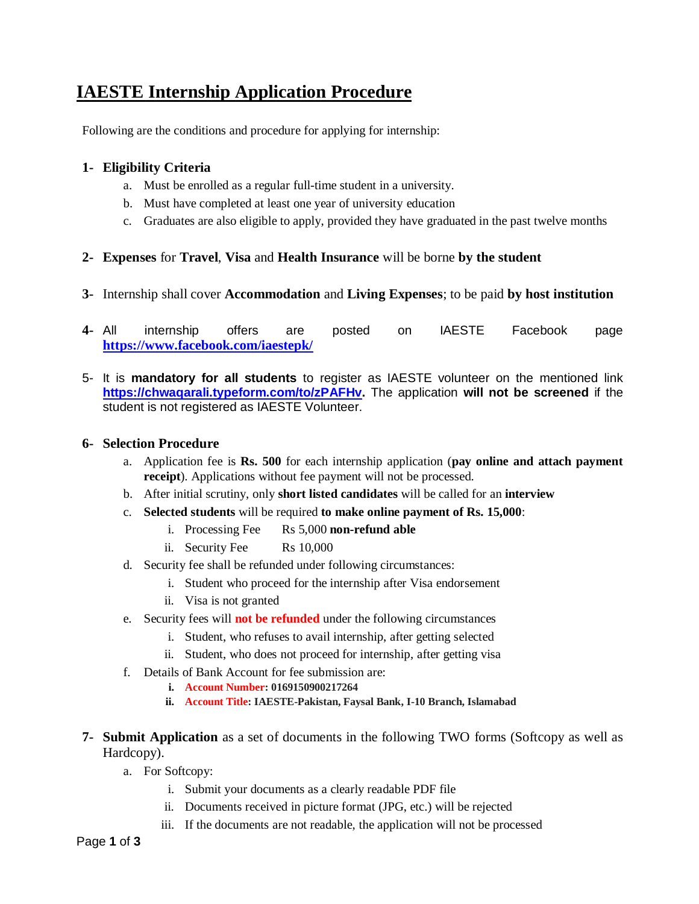# IAESTE Internship Application Procedure

Following are the conditions and procedure for applying for internship:

1- **Eligibility Criteria**
   a. Must be enrolled as a regular full-time student in a university.
   b. Must have completed at least one year of university education
   c. Graduates are also eligible to apply, provided they have graduated in the past twelve months

2- **Expenses** for **Travel**, **Visa** and **Health Insurance** will be borne **by the student**

3- Internship shall cover **Accommodation** and **Living Expenses**; to be paid **by host institution**

4- All internship offers are posted on IAESTE Facebook page **https://www.facebook.com/iaestepk/**

5- It is **mandatory for all students** to register as IAESTE volunteer on the mentioned link **https://chwaqarali.typeform.com/to/zPAFHv.** The application **will not be screened** if the student is not registered as IAESTE Volunteer.

6- **Selection Procedure**
   a. Application fee is **Rs. 500** for each internship application (**pay online and attach payment receipt**). Applications without fee payment will not be processed.
   b. After initial scrutiny, only **short listed candidates** will be called for an **interview**
   c. **Selected students** will be required **to make online payment of Rs. 15,000**:
      i. Processing Fee Rs 5,000 **non-refund able**
      ii. Security Fee Rs 10,000
   d. Security fee shall be refunded under following circumstances:
      i. Student who proceed for the internship after Visa endorsement
      ii. Visa is not granted
   e. Security fees will **not be refunded** under the following circumstances
      i. Student, who refuses to avail internship, after getting selected
      ii. Student, who does not proceed for internship, after getting visa
   f. Details of Bank Account for fee submission are:
      **i. Account Number: 0169150900217264**
      **ii. Account Title: IAESTE-Pakistan, Faysal Bank, I-10 Branch, Islamabad**

7- **Submit Application** as a set of documents in the following TWO forms (Softcopy as well as Hardcopy).
   a. For Softcopy:
      i. Submit your documents as a clearly readable PDF file
      ii. Documents received in picture format (JPG, etc.) will be rejected
      iii. If the documents are not readable, the application will not be processed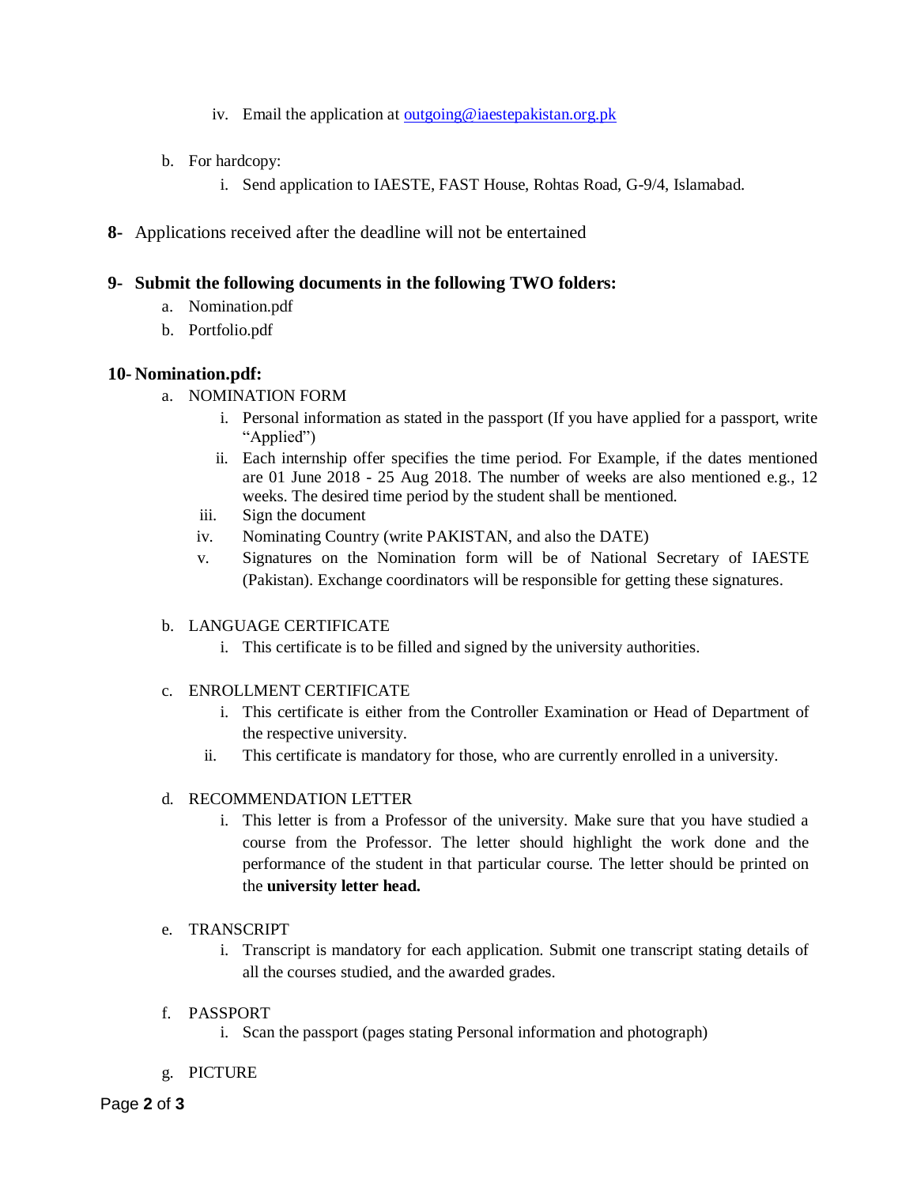iv. Email the application at outgoing@iaestepakistan.org.pk

b. For hardcopy:
   i. Send application to IAESTE, FAST House, Rohtas Road, G-9/4, Islamabad.

**8-** Applications received after the deadline will not be entertained

**9- Submit the following documents in the following TWO folders:**

a. Nomination.pdf
b. Portfolio.pdf

**10- Nomination.pdf:**

a. NOMINATION FORM
   i. Personal information as stated in the passport (If you have applied for a passport, write "Applied")
   ii. Each internship offer specifies the time period. For Example, if the dates mentioned are 01 June 2018 - 25 Aug 2018. The number of weeks are also mentioned e.g., 12 weeks. The desired time period by the student shall be mentioned.
   iii. Sign the document
   iv. Nominating Country (write PAKISTAN, and also the DATE)
   v. Signatures on the Nomination form will be of National Secretary of IAESTE (Pakistan). Exchange coordinators will be responsible for getting these signatures.

b. LANGUAGE CERTIFICATE
   i. This certificate is to be filled and signed by the university authorities.

c. ENROLLMENT CERTIFICATE
   i. This certificate is either from the Controller Examination or Head of Department of the respective university.
   ii. This certificate is mandatory for those, who are currently enrolled in a university.

d. RECOMMENDATION LETTER
   i. This letter is from a Professor of the university. Make sure that you have studied a course from the Professor. The letter should highlight the work done and the performance of the student in that particular course. The letter should be printed on the **university letter head.**

e. TRANSCRIPT
   i. Transcript is mandatory for each application. Submit one transcript stating details of all the courses studied, and the awarded grades.

f. PASSPORT
   i. Scan the passport (pages stating Personal information and photograph)

g. PICTURE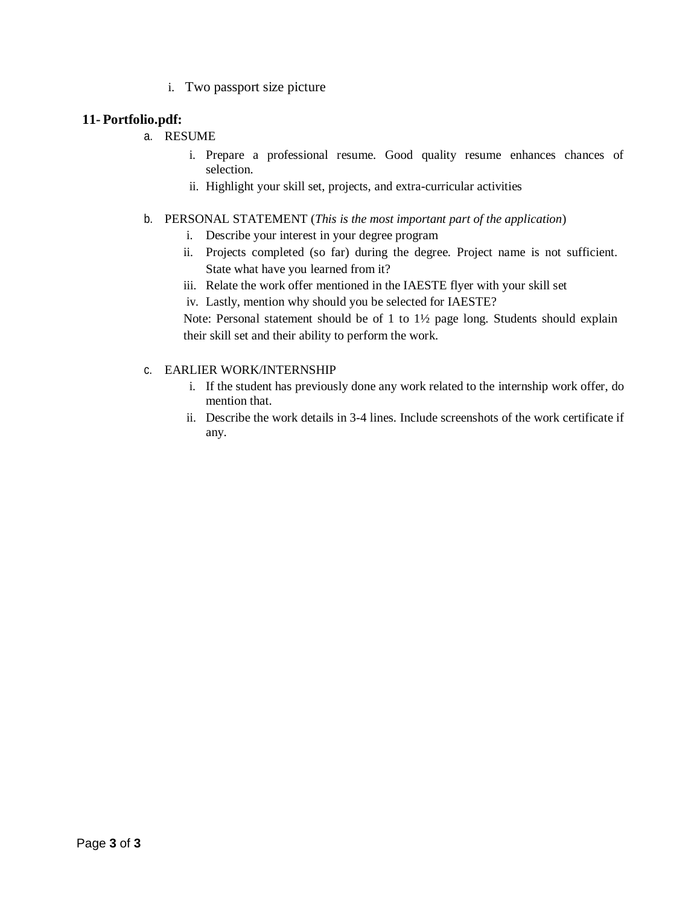i. Two passport size picture

**11- Portfolio.pdf:**

a. RESUME

   i. Prepare a professional resume. Good quality resume enhances chances of selection.

   ii. Highlight your skill set, projects, and extra-curricular activities

b. PERSONAL STATEMENT (*This is the most important part of the application*)

   i. Describe your interest in your degree program

   ii. Projects completed (so far) during the degree. Project name is not sufficient. State what have you learned from it?

   iii. Relate the work offer mentioned in the IAESTE flyer with your skill set

   iv. Lastly, mention why should you be selected for IAESTE?

   Note: Personal statement should be of 1 to 1½ page long. Students should explain their skill set and their ability to perform the work.

c. EARLIER WORK/INTERNSHIP

   i. If the student has previously done any work related to the internship work offer, do mention that.

   ii. Describe the work details in 3-4 lines. Include screenshots of the work certificate if any.